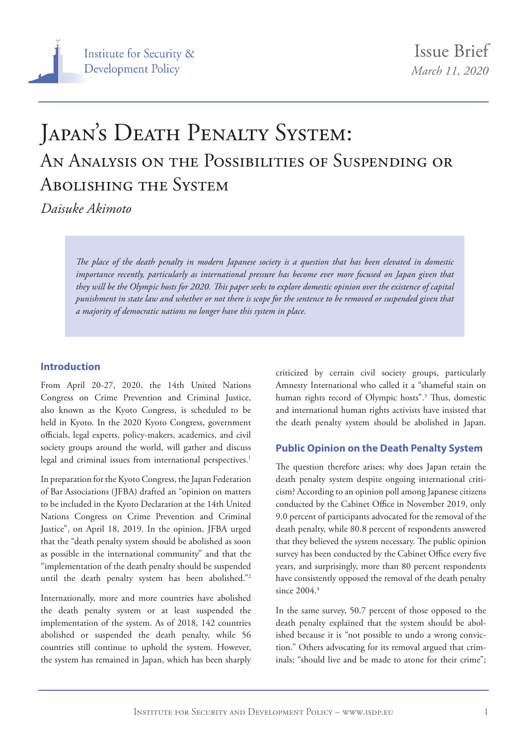Issue Brief
*March 11, 2020*

# Japan's Death Penalty System: An Analysis on the Possibilities of Suspending or Abolishing the System

*Daisuke Akimoto*

*The place of the death penalty in modern Japanese society is a question that has been elevated in domestic importance recently, particularly as international pressure has become ever more focused on Japan given that they will be the Olympic hosts for 2020. This paper seeks to explore domestic opinion over the existence of capital punishment in state law and whether or not there is scope for the sentence to be removed or suspended given that a majority of democratic nations no longer have this system in place.*

## Introduction

From April 20-27, 2020, the 14th United Nations Congress on Crime Prevention and Criminal Justice, also known as the Kyoto Congress, is scheduled to be held in Kyoto. In the 2020 Kyoto Congress, government officials, legal experts, policy-makers, academics, and civil society groups around the world, will gather and discuss legal and criminal issues from international perspectives.[1]

In preparation for the Kyoto Congress, the Japan Federation of Bar Associations (JFBA) drafted an "opinion on matters to be included in the Kyoto Declaration at the 14th United Nations Congress on Crime Prevention and Criminal Justice", on April 18, 2019. In the opinion, JFBA urged that the "death penalty system should be abolished as soon as possible in the international community" and that the "implementation of the death penalty should be suspended until the death penalty system has been abolished."[2]

Internationally, more and more countries have abolished the death penalty system or at least suspended the implementation of the system. As of 2018, 142 countries abolished or suspended the death penalty, while 56 countries still continue to uphold the system. However, the system has remained in Japan, which has been sharply criticized by certain civil society groups, particularly Amnesty International who called it a "shameful stain on human rights record of Olympic hosts".[3] Thus, domestic and international human rights activists have insisted that the death penalty system should be abolished in Japan.

## Public Opinion on the Death Penalty System

The question therefore arises; why does Japan retain the death penalty system despite ongoing international criticism? According to an opinion poll among Japanese citizens conducted by the Cabinet Office in November 2019, only 9.0 percent of participants advocated for the removal of the death penalty, while 80.8 percent of respondents answered that they believed the system necessary. The public opinion survey has been conducted by the Cabinet Office every five years, and surprisingly, more than 80 percent respondents have consistently opposed the removal of the death penalty since 2004.[4]

In the same survey, 50.7 percent of those opposed to the death penalty explained that the system should be abolished because it is "not possible to undo a wrong conviction." Others advocating for its removal argued that criminals; "should live and be made to atone for their crime";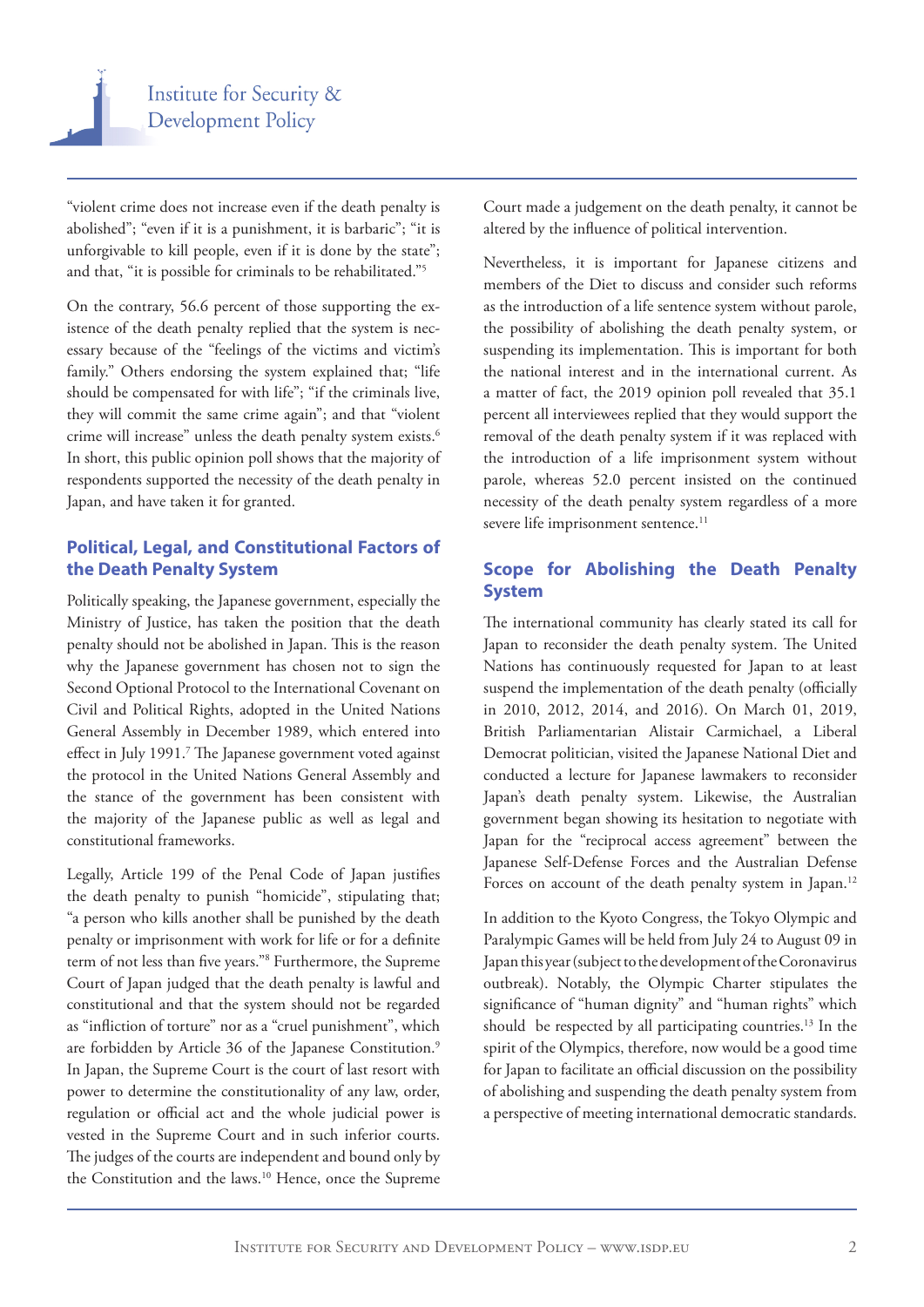"violent crime does not increase even if the death penalty is abolished"; "even if it is a punishment, it is barbaric"; "it is unforgivable to kill people, even if it is done by the state"; and that, "it is possible for criminals to be rehabilitated."[5]

On the contrary, 56.6 percent of those supporting the existence of the death penalty replied that the system is necessary because of the "feelings of the victims and victim's family." Others endorsing the system explained that; "life should be compensated for with life"; "if the criminals live, they will commit the same crime again"; and that "violent crime will increase" unless the death penalty system exists.[6] In short, this public opinion poll shows that the majority of respondents supported the necessity of the death penalty in Japan, and have taken it for granted.

## Political, Legal, and Constitutional Factors of the Death Penalty System

Politically speaking, the Japanese government, especially the Ministry of Justice, has taken the position that the death penalty should not be abolished in Japan. This is the reason why the Japanese government has chosen not to sign the Second Optional Protocol to the International Covenant on Civil and Political Rights, adopted in the United Nations General Assembly in December 1989, which entered into effect in July 1991.[7] The Japanese government voted against the protocol in the United Nations General Assembly and the stance of the government has been consistent with the majority of the Japanese public as well as legal and constitutional frameworks.

Legally, Article 199 of the Penal Code of Japan justifies the death penalty to punish "homicide", stipulating that; "a person who kills another shall be punished by the death penalty or imprisonment with work for life or for a definite term of not less than five years."[8] Furthermore, the Supreme Court of Japan judged that the death penalty is lawful and constitutional and that the system should not be regarded as "infliction of torture" nor as a "cruel punishment", which are forbidden by Article 36 of the Japanese Constitution.[9] In Japan, the Supreme Court is the court of last resort with power to determine the constitutionality of any law, order, regulation or official act and the whole judicial power is vested in the Supreme Court and in such inferior courts. The judges of the courts are independent and bound only by the Constitution and the laws.[10] Hence, once the Supreme Court made a judgement on the death penalty, it cannot be altered by the influence of political intervention.

Nevertheless, it is important for Japanese citizens and members of the Diet to discuss and consider such reforms as the introduction of a life sentence system without parole, the possibility of abolishing the death penalty system, or suspending its implementation. This is important for both the national interest and in the international current. As a matter of fact, the 2019 opinion poll revealed that 35.1 percent all interviewees replied that they would support the removal of the death penalty system if it was replaced with the introduction of a life imprisonment system without parole, whereas 52.0 percent insisted on the continued necessity of the death penalty system regardless of a more severe life imprisonment sentence.[11]

## Scope for Abolishing the Death Penalty System

The international community has clearly stated its call for Japan to reconsider the death penalty system. The United Nations has continuously requested for Japan to at least suspend the implementation of the death penalty (officially in 2010, 2012, 2014, and 2016). On March 01, 2019, British Parliamentarian Alistair Carmichael, a Liberal Democrat politician, visited the Japanese National Diet and conducted a lecture for Japanese lawmakers to reconsider Japan's death penalty system. Likewise, the Australian government began showing its hesitation to negotiate with Japan for the "reciprocal access agreement" between the Japanese Self-Defense Forces and the Australian Defense Forces on account of the death penalty system in Japan.[12]

In addition to the Kyoto Congress, the Tokyo Olympic and Paralympic Games will be held from July 24 to August 09 in Japan this year (subject to the development of the Coronavirus outbreak). Notably, the Olympic Charter stipulates the significance of "human dignity" and "human rights" which should be respected by all participating countries.[13] In the spirit of the Olympics, therefore, now would be a good time for Japan to facilitate an official discussion on the possibility of abolishing and suspending the death penalty system from a perspective of meeting international democratic standards.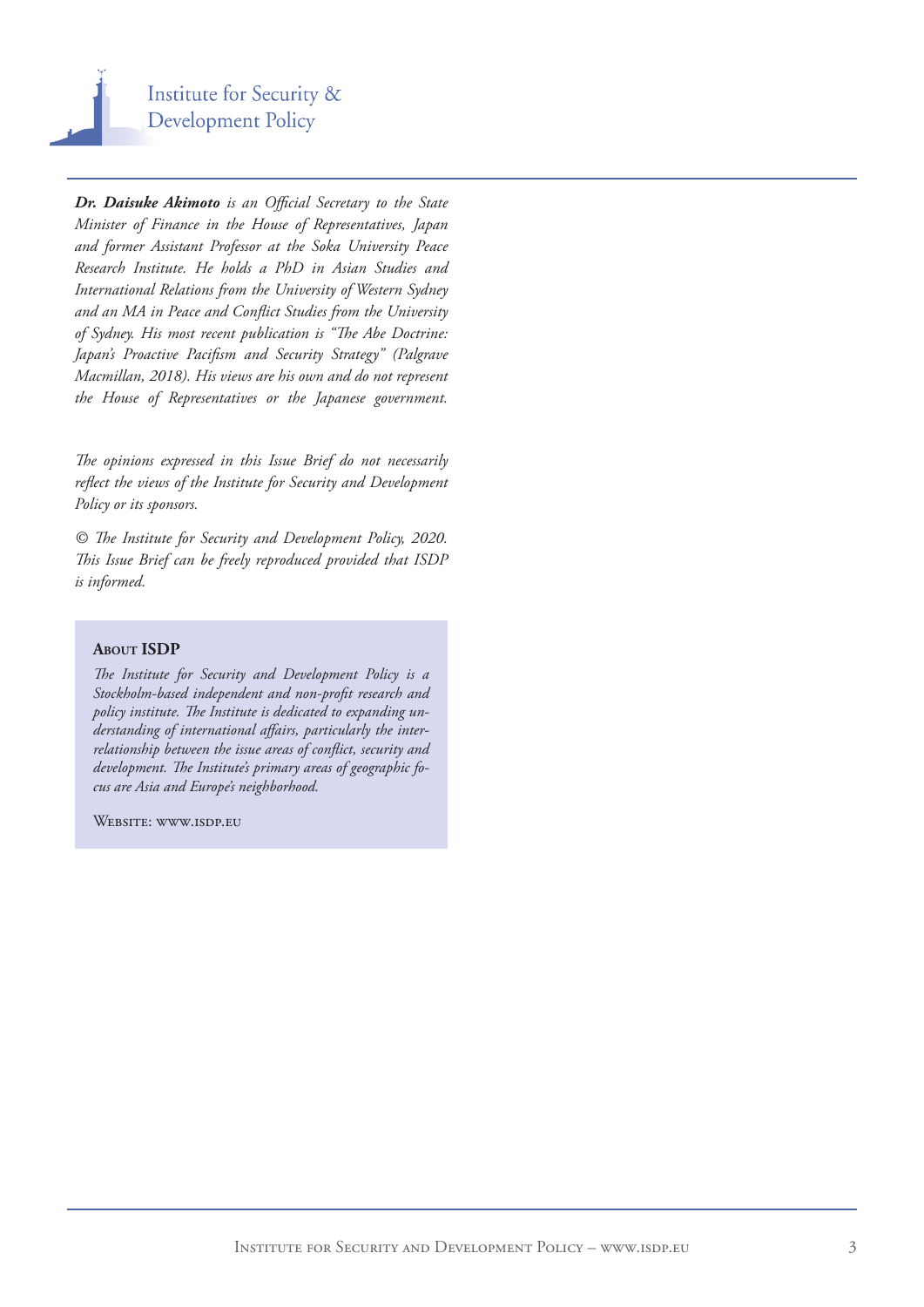***Dr. Daisuke Akimoto** is an Official Secretary to the State Minister of Finance in the House of Representatives, Japan and former Assistant Professor at the Soka University Peace Research Institute. He holds a PhD in Asian Studies and International Relations from the University of Western Sydney and an MA in Peace and Conflict Studies from the University of Sydney. His most recent publication is "The Abe Doctrine: Japan's Proactive Pacifism and Security Strategy" (Palgrave Macmillan, 2018). His views are his own and do not represent the House of Representatives or the Japanese government.*

*The opinions expressed in this Issue Brief do not necessarily reflect the views of the Institute for Security and Development Policy or its sponsors.*

*© The Institute for Security and Development Policy, 2020. This Issue Brief can be freely reproduced provided that ISDP is informed.*

**About ISDP**

*The Institute for Security and Development Policy is a Stockholm-based independent and non-profit research and policy institute. The Institute is dedicated to expanding understanding of international affairs, particularly the inter-relationship between the issue areas of conflict, security and development. The Institute's primary areas of geographic focus are Asia and Europe's neighborhood.*

Website: www.isdp.eu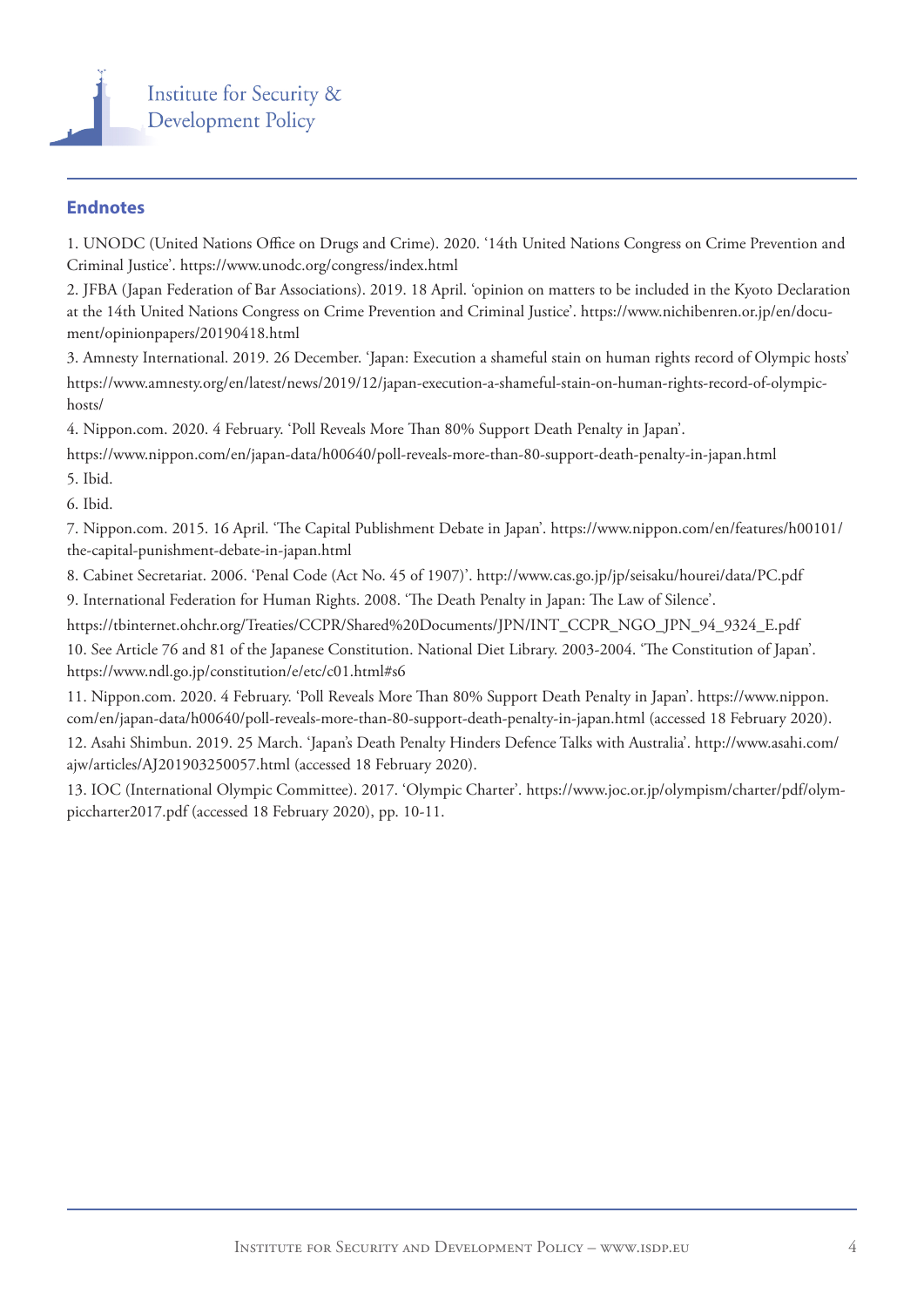## Endnotes

1. UNODC (United Nations Office on Drugs and Crime). 2020. '14th United Nations Congress on Crime Prevention and Criminal Justice'. https://www.unodc.org/congress/index.html

2. JFBA (Japan Federation of Bar Associations). 2019. 18 April. 'opinion on matters to be included in the Kyoto Declaration at the 14th United Nations Congress on Crime Prevention and Criminal Justice'. https://www.nichibenren.or.jp/en/document/opinionpapers/20190418.html

3. Amnesty International. 2019. 26 December. 'Japan: Execution a shameful stain on human rights record of Olympic hosts' https://www.amnesty.org/en/latest/news/2019/12/japan-execution-a-shameful-stain-on-human-rights-record-of-olympic-hosts/

4. Nippon.com. 2020. 4 February. 'Poll Reveals More Than 80% Support Death Penalty in Japan'. https://www.nippon.com/en/japan-data/h00640/poll-reveals-more-than-80-support-death-penalty-in-japan.html

5. Ibid.

6. Ibid.

7. Nippon.com. 2015. 16 April. 'The Capital Publishment Debate in Japan'. https://www.nippon.com/en/features/h00101/the-capital-punishment-debate-in-japan.html

8. Cabinet Secretariat. 2006. 'Penal Code (Act No. 45 of 1907)'. http://www.cas.go.jp/jp/seisaku/hourei/data/PC.pdf

9. International Federation for Human Rights. 2008. 'The Death Penalty in Japan: The Law of Silence'. https://tbinternet.ohchr.org/Treaties/CCPR/Shared%20Documents/JPN/INT_CCPR_NGO_JPN_94_9324_E.pdf

10. See Article 76 and 81 of the Japanese Constitution. National Diet Library. 2003-2004. 'The Constitution of Japan'. https://www.ndl.go.jp/constitution/e/etc/c01.html#s6

11. Nippon.com. 2020. 4 February. 'Poll Reveals More Than 80% Support Death Penalty in Japan'. https://www.nippon.com/en/japan-data/h00640/poll-reveals-more-than-80-support-death-penalty-in-japan.html (accessed 18 February 2020).

12. Asahi Shimbun. 2019. 25 March. 'Japan's Death Penalty Hinders Defence Talks with Australia'. http://www.asahi.com/ajw/articles/AJ201903250057.html (accessed 18 February 2020).

13. IOC (International Olympic Committee). 2017. 'Olympic Charter'. https://www.joc.or.jp/olympism/charter/pdf/olympiccharter2017.pdf (accessed 18 February 2020), pp. 10-11.